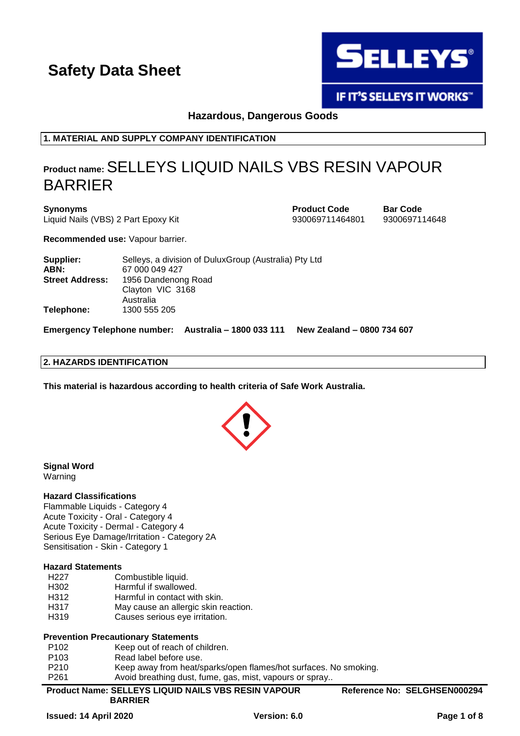# Safety Data Sheet

**Hazardous, Dangerous Goods**

## 1. MATERIAL AND SUPPLY COMPANY IDENTIFICATION

**Product name:** SELLEYS LIQUID NAILS VBS RESIN VAPOUR BARRIER

| **Synonyms** | **Product Code** | **Bar Code** |
|---|---|---|
| Liquid Nails (VBS) 2 Part Epoxy Kit | 930069711464801 | 9300697114648 |

**Recommended use:** Vapour barrier.

| | |
|---|---|
| **Supplier:** | Selleys, a division of DuluxGroup (Australia) Pty Ltd |
| **ABN:** | 67 000 049 427 |
| **Street Address:** | 1956 Dandenong Road<br>Clayton VIC 3168<br>Australia |
| **Telephone:** | 1300 555 205 |

**Emergency Telephone number: Australia – 1800 033 111 New Zealand – 0800 734 607**

## 2. HAZARDS IDENTIFICATION

**This material is hazardous according to health criteria of Safe Work Australia.**

**Signal Word**
Warning

**Hazard Classifications**
Flammable Liquids - Category 4
Acute Toxicity - Oral - Category 4
Acute Toxicity - Dermal - Category 4
Serious Eye Damage/Irritation - Category 2A
Sensitisation - Skin - Category 1

**Hazard Statements**

| | |
|---|---|
| H227 | Combustible liquid. |
| H302 | Harmful if swallowed. |
| H312 | Harmful in contact with skin. |
| H317 | May cause an allergic skin reaction. |
| H319 | Causes serious eye irritation. |

**Prevention Precautionary Statements**

| | |
|---|---|
| P102 | Keep out of reach of children. |
| P103 | Read label before use. |
| P210 | Keep away from heat/sparks/open flames/hot surfaces. No smoking. |
| P261 | Avoid breathing dust, fume, gas, mist, vapours or spray.. |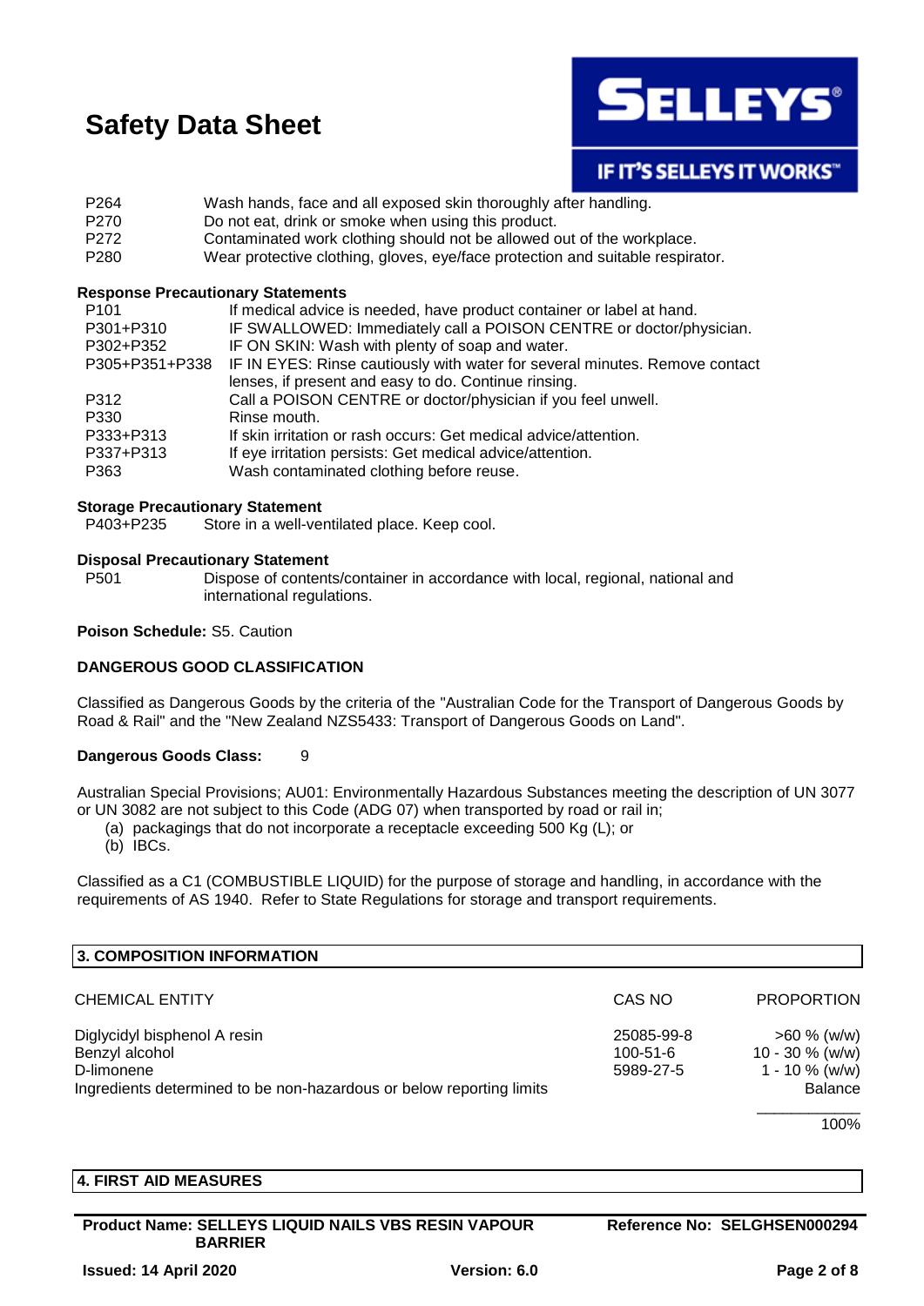| | |
|---|---|
| P264 | Wash hands, face and all exposed skin thoroughly after handling. |
| P270 | Do not eat, drink or smoke when using this product. |
| P272 | Contaminated work clothing should not be allowed out of the workplace. |
| P280 | Wear protective clothing, gloves, eye/face protection and suitable respirator. |

**Response Precautionary Statements**

| | |
|---|---|
| P101 | If medical advice is needed, have product container or label at hand. |
| P301+P310 | IF SWALLOWED: Immediately call a POISON CENTRE or doctor/physician. |
| P302+P352 | IF ON SKIN: Wash with plenty of soap and water. |
| P305+P351+P338 | IF IN EYES: Rinse cautiously with water for several minutes. Remove contact lenses, if present and easy to do. Continue rinsing. |
| P312 | Call a POISON CENTRE or doctor/physician if you feel unwell. |
| P330 | Rinse mouth. |
| P333+P313 | If skin irritation or rash occurs: Get medical advice/attention. |
| P337+P313 | If eye irritation persists: Get medical advice/attention. |
| P363 | Wash contaminated clothing before reuse. |

**Storage Precautionary Statement**

| | |
|---|---|
| P403+P235 | Store in a well-ventilated place. Keep cool. |

**Disposal Precautionary Statement**

| | |
|---|---|
| P501 | Dispose of contents/container in accordance with local, regional, national and international regulations. |

**Poison Schedule:** S5. Caution

**DANGEROUS GOOD CLASSIFICATION**

Classified as Dangerous Goods by the criteria of the "Australian Code for the Transport of Dangerous Goods by Road & Rail" and the "New Zealand NZS5433: Transport of Dangerous Goods on Land".

**Dangerous Goods Class:** 9

Australian Special Provisions; AU01: Environmentally Hazardous Substances meeting the description of UN 3077 or UN 3082 are not subject to this Code (ADG 07) when transported by road or rail in;

(a) packagings that do not incorporate a receptacle exceeding 500 Kg (L); or
(b) IBCs.

Classified as a C1 (COMBUSTIBLE LIQUID) for the purpose of storage and handling, in accordance with the requirements of AS 1940. Refer to State Regulations for storage and transport requirements.

## 3. COMPOSITION INFORMATION

| CHEMICAL ENTITY | CAS NO | PROPORTION |
|---|---|---|
| Diglycidyl bisphenol A resin | 25085-99-8 | >60 % (w/w) |
| Benzyl alcohol | 100-51-6 | 10 - 30 % (w/w) |
| D-limonene | 5989-27-5 | 1 - 10 % (w/w) |
| Ingredients determined to be non-hazardous or below reporting limits | | Balance |
| | | 100% |

## 4. FIRST AID MEASURES

**Product Name: SELLEYS LIQUID NAILS VBS RESIN VAPOUR BARRIER** | **Reference No: SELGHSEN000294**

**Issued: 14 April 2020** | **Version: 6.0**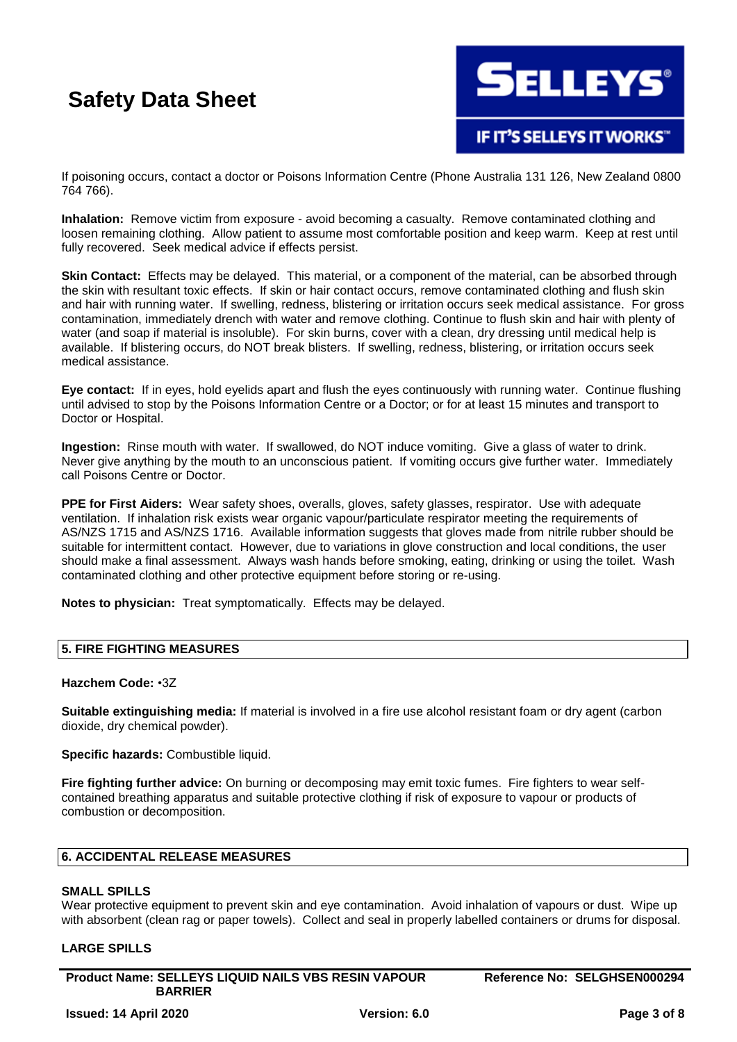If poisoning occurs, contact a doctor or Poisons Information Centre (Phone Australia 131 126, New Zealand 0800 764 766).

**Inhalation:** Remove victim from exposure - avoid becoming a casualty. Remove contaminated clothing and loosen remaining clothing. Allow patient to assume most comfortable position and keep warm. Keep at rest until fully recovered. Seek medical advice if effects persist.

**Skin Contact:** Effects may be delayed. This material, or a component of the material, can be absorbed through the skin with resultant toxic effects. If skin or hair contact occurs, remove contaminated clothing and flush skin and hair with running water. If swelling, redness, blistering or irritation occurs seek medical assistance. For gross contamination, immediately drench with water and remove clothing. Continue to flush skin and hair with plenty of water (and soap if material is insoluble). For skin burns, cover with a clean, dry dressing until medical help is available. If blistering occurs, do NOT break blisters. If swelling, redness, blistering, or irritation occurs seek medical assistance.

**Eye contact:** If in eyes, hold eyelids apart and flush the eyes continuously with running water. Continue flushing until advised to stop by the Poisons Information Centre or a Doctor; or for at least 15 minutes and transport to Doctor or Hospital.

**Ingestion:** Rinse mouth with water. If swallowed, do NOT induce vomiting. Give a glass of water to drink. Never give anything by the mouth to an unconscious patient. If vomiting occurs give further water. Immediately call Poisons Centre or Doctor.

**PPE for First Aiders:** Wear safety shoes, overalls, gloves, safety glasses, respirator. Use with adequate ventilation. If inhalation risk exists wear organic vapour/particulate respirator meeting the requirements of AS/NZS 1715 and AS/NZS 1716. Available information suggests that gloves made from nitrile rubber should be suitable for intermittent contact. However, due to variations in glove construction and local conditions, the user should make a final assessment. Always wash hands before smoking, eating, drinking or using the toilet. Wash contaminated clothing and other protective equipment before storing or re-using.

**Notes to physician:** Treat symptomatically. Effects may be delayed.

## 5. FIRE FIGHTING MEASURES

**Hazchem Code:** •3Z

**Suitable extinguishing media:** If material is involved in a fire use alcohol resistant foam or dry agent (carbon dioxide, dry chemical powder).

**Specific hazards:** Combustible liquid.

**Fire fighting further advice:** On burning or decomposing may emit toxic fumes. Fire fighters to wear self-contained breathing apparatus and suitable protective clothing if risk of exposure to vapour or products of combustion or decomposition.

## 6. ACCIDENTAL RELEASE MEASURES

### SMALL SPILLS

Wear protective equipment to prevent skin and eye contamination. Avoid inhalation of vapours or dust. Wipe up with absorbent (clean rag or paper towels). Collect and seal in properly labelled containers or drums for disposal.

### LARGE SPILLS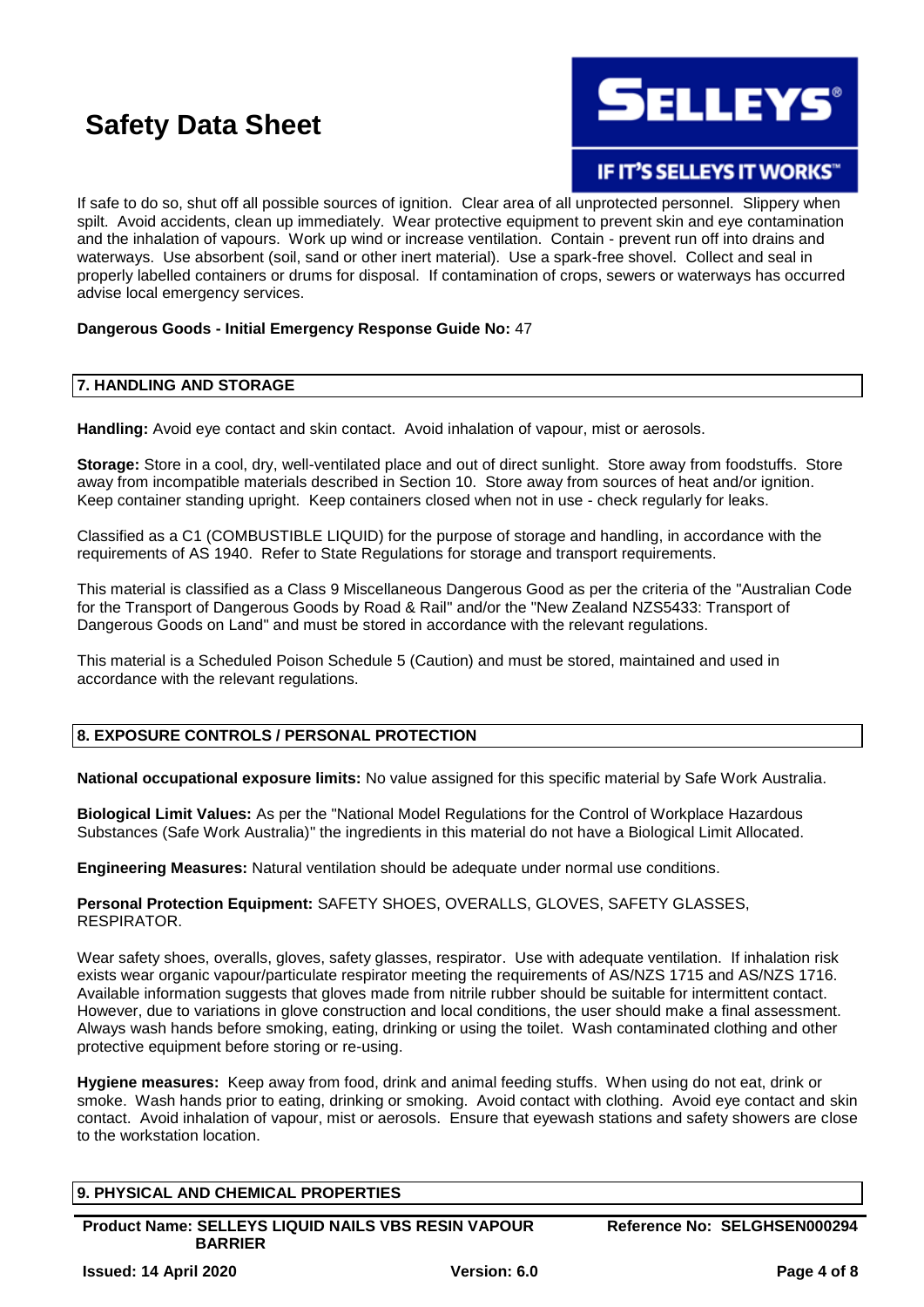If safe to do so, shut off all possible sources of ignition. Clear area of all unprotected personnel. Slippery when spilt. Avoid accidents, clean up immediately. Wear protective equipment to prevent skin and eye contamination and the inhalation of vapours. Work up wind or increase ventilation. Contain - prevent run off into drains and waterways. Use absorbent (soil, sand or other inert material). Use a spark-free shovel. Collect and seal in properly labelled containers or drums for disposal. If contamination of crops, sewers or waterways has occurred advise local emergency services.

**Dangerous Goods - Initial Emergency Response Guide No:** 47

## 7. HANDLING AND STORAGE

**Handling:** Avoid eye contact and skin contact. Avoid inhalation of vapour, mist or aerosols.

**Storage:** Store in a cool, dry, well-ventilated place and out of direct sunlight. Store away from foodstuffs. Store away from incompatible materials described in Section 10. Store away from sources of heat and/or ignition. Keep container standing upright. Keep containers closed when not in use - check regularly for leaks.

Classified as a C1 (COMBUSTIBLE LIQUID) for the purpose of storage and handling, in accordance with the requirements of AS 1940. Refer to State Regulations for storage and transport requirements.

This material is classified as a Class 9 Miscellaneous Dangerous Good as per the criteria of the "Australian Code for the Transport of Dangerous Goods by Road & Rail" and/or the "New Zealand NZS5433: Transport of Dangerous Goods on Land" and must be stored in accordance with the relevant regulations.

This material is a Scheduled Poison Schedule 5 (Caution) and must be stored, maintained and used in accordance with the relevant regulations.

## 8. EXPOSURE CONTROLS / PERSONAL PROTECTION

**National occupational exposure limits:** No value assigned for this specific material by Safe Work Australia.

**Biological Limit Values:** As per the "National Model Regulations for the Control of Workplace Hazardous Substances (Safe Work Australia)" the ingredients in this material do not have a Biological Limit Allocated.

**Engineering Measures:** Natural ventilation should be adequate under normal use conditions.

**Personal Protection Equipment:** SAFETY SHOES, OVERALLS, GLOVES, SAFETY GLASSES, RESPIRATOR.

Wear safety shoes, overalls, gloves, safety glasses, respirator. Use with adequate ventilation. If inhalation risk exists wear organic vapour/particulate respirator meeting the requirements of AS/NZS 1715 and AS/NZS 1716. Available information suggests that gloves made from nitrile rubber should be suitable for intermittent contact. However, due to variations in glove construction and local conditions, the user should make a final assessment. Always wash hands before smoking, eating, drinking or using the toilet. Wash contaminated clothing and other protective equipment before storing or re-using.

**Hygiene measures:** Keep away from food, drink and animal feeding stuffs. When using do not eat, drink or smoke. Wash hands prior to eating, drinking or smoking. Avoid contact with clothing. Avoid eye contact and skin contact. Avoid inhalation of vapour, mist or aerosols. Ensure that eyewash stations and safety showers are close to the workstation location.

## 9. PHYSICAL AND CHEMICAL PROPERTIES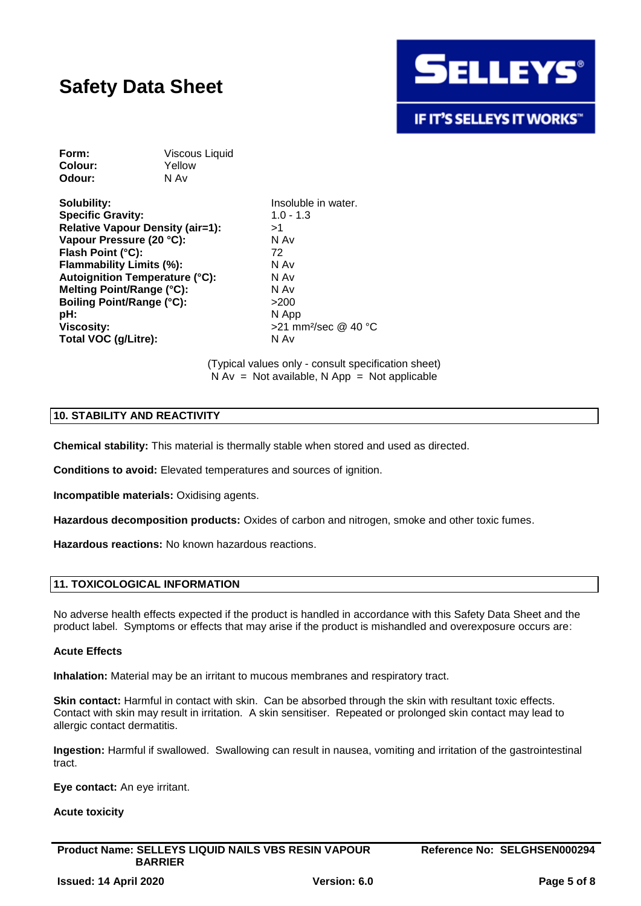| | |
|---|---|
| **Form:** | Viscous Liquid |
| **Colour:** | Yellow |
| **Odour:** | N Av |

| | |
|---|---|
| **Solubility:** | Insoluble in water. |
| **Specific Gravity:** | 1.0 - 1.3 |
| **Relative Vapour Density (air=1):** | >1 |
| **Vapour Pressure (20 °C):** | N Av |
| **Flash Point (°C):** | 72 |
| **Flammability Limits (%):** | N Av |
| **Autoignition Temperature (°C):** | N Av |
| **Melting Point/Range (°C):** | N Av |
| **Boiling Point/Range (°C):** | >200 |
| **pH:** | N App |
| **Viscosity:** | >21 mm²/sec @ 40 °C |
| **Total VOC (g/Litre):** | N Av |

(Typical values only - consult specification sheet)
N Av = Not available, N App = Not applicable

## 10. STABILITY AND REACTIVITY

**Chemical stability:** This material is thermally stable when stored and used as directed.

**Conditions to avoid:** Elevated temperatures and sources of ignition.

**Incompatible materials:** Oxidising agents.

**Hazardous decomposition products:** Oxides of carbon and nitrogen, smoke and other toxic fumes.

**Hazardous reactions:** No known hazardous reactions.

## 11. TOXICOLOGICAL INFORMATION

No adverse health effects expected if the product is handled in accordance with this Safety Data Sheet and the product label. Symptoms or effects that may arise if the product is mishandled and overexposure occurs are:

**Acute Effects**

**Inhalation:** Material may be an irritant to mucous membranes and respiratory tract.

**Skin contact:** Harmful in contact with skin. Can be absorbed through the skin with resultant toxic effects. Contact with skin may result in irritation. A skin sensitiser. Repeated or prolonged skin contact may lead to allergic contact dermatitis.

**Ingestion:** Harmful if swallowed. Swallowing can result in nausea, vomiting and irritation of the gastrointestinal tract.

**Eye contact:** An eye irritant.

**Acute toxicity**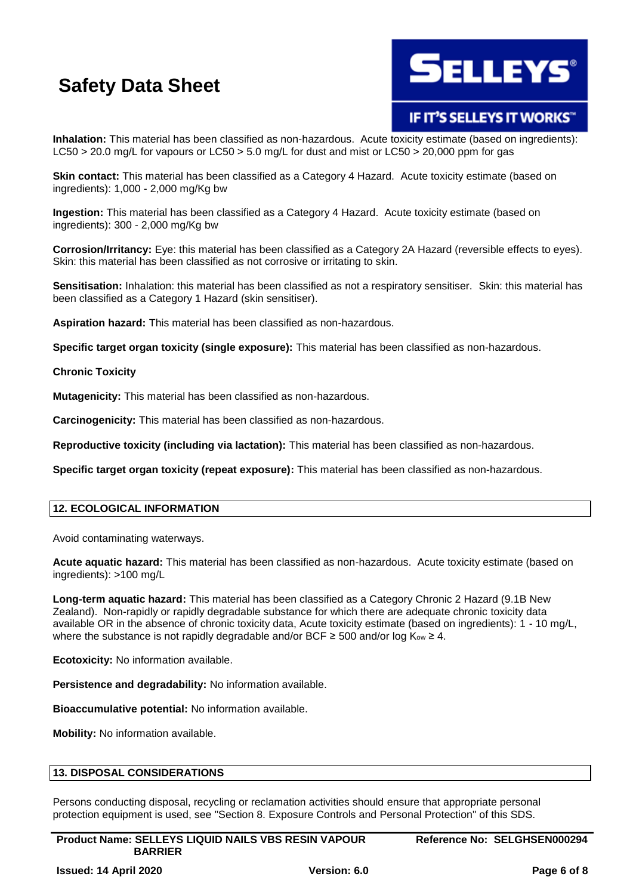**Inhalation:** This material has been classified as non-hazardous. Acute toxicity estimate (based on ingredients): LC50 > 20.0 mg/L for vapours or LC50 > 5.0 mg/L for dust and mist or LC50 > 20,000 ppm for gas

**Skin contact:** This material has been classified as a Category 4 Hazard. Acute toxicity estimate (based on ingredients): 1,000 - 2,000 mg/Kg bw

**Ingestion:** This material has been classified as a Category 4 Hazard. Acute toxicity estimate (based on ingredients): 300 - 2,000 mg/Kg bw

**Corrosion/Irritancy:** Eye: this material has been classified as a Category 2A Hazard (reversible effects to eyes). Skin: this material has been classified as not corrosive or irritating to skin.

**Sensitisation:** Inhalation: this material has been classified as not a respiratory sensitiser. Skin: this material has been classified as a Category 1 Hazard (skin sensitiser).

**Aspiration hazard:** This material has been classified as non-hazardous.

**Specific target organ toxicity (single exposure):** This material has been classified as non-hazardous.

**Chronic Toxicity**

**Mutagenicity:** This material has been classified as non-hazardous.

**Carcinogenicity:** This material has been classified as non-hazardous.

**Reproductive toxicity (including via lactation):** This material has been classified as non-hazardous.

**Specific target organ toxicity (repeat exposure):** This material has been classified as non-hazardous.

## 12. ECOLOGICAL INFORMATION

Avoid contaminating waterways.

**Acute aquatic hazard:** This material has been classified as non-hazardous. Acute toxicity estimate (based on ingredients): >100 mg/L

**Long-term aquatic hazard:** This material has been classified as a Category Chronic 2 Hazard (9.1B New Zealand). Non-rapidly or rapidly degradable substance for which there are adequate chronic toxicity data available OR in the absence of chronic toxicity data, Acute toxicity estimate (based on ingredients): 1 - 10 mg/L, where the substance is not rapidly degradable and/or BCF ≥ 500 and/or log $K_{ow}$ ≥ 4.

**Ecotoxicity:** No information available.

**Persistence and degradability:** No information available.

**Bioaccumulative potential:** No information available.

**Mobility:** No information available.

## 13. DISPOSAL CONSIDERATIONS

Persons conducting disposal, recycling or reclamation activities should ensure that appropriate personal protection equipment is used, see "Section 8. Exposure Controls and Personal Protection" of this SDS.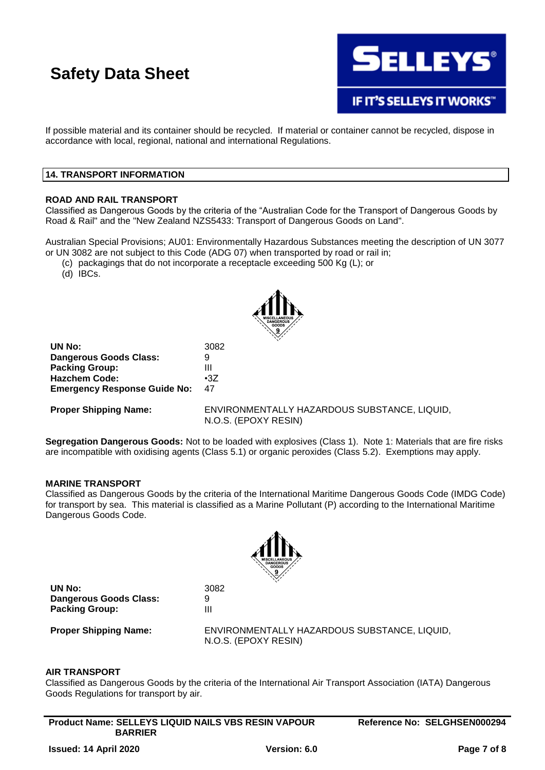If possible material and its container should be recycled. If material or container cannot be recycled, dispose in accordance with local, regional, national and international Regulations.

## 14. TRANSPORT INFORMATION

### ROAD AND RAIL TRANSPORT

Classified as Dangerous Goods by the criteria of the “Australian Code for the Transport of Dangerous Goods by Road & Rail" and the "New Zealand NZS5433: Transport of Dangerous Goods on Land".

Australian Special Provisions; AU01: Environmentally Hazardous Substances meeting the description of UN 3077 or UN 3082 are not subject to this Code (ADG 07) when transported by road or rail in;

(c) packagings that do not incorporate a receptacle exceeding 500 Kg (L); or
(d) IBCs.

| | |
|---|---|
| **UN No:** | 3082 |
| **Dangerous Goods Class:** | 9 |
| **Packing Group:** | III |
| **Hazchem Code:** | •3Z |
| **Emergency Response Guide No:** | 47 |
| **Proper Shipping Name:** | ENVIRONMENTALLY HAZARDOUS SUBSTANCE, LIQUID, N.O.S. (EPOXY RESIN) |

**Segregation Dangerous Goods:** Not to be loaded with explosives (Class 1). Note 1: Materials that are fire risks are incompatible with oxidising agents (Class 5.1) or organic peroxides (Class 5.2). Exemptions may apply.

### MARINE TRANSPORT

Classified as Dangerous Goods by the criteria of the International Maritime Dangerous Goods Code (IMDG Code) for transport by sea. This material is classified as a Marine Pollutant (P) according to the International Maritime Dangerous Goods Code.

| | |
|---|---|
| **UN No:** | 3082 |
| **Dangerous Goods Class:** | 9 |
| **Packing Group:** | III |
| **Proper Shipping Name:** | ENVIRONMENTALLY HAZARDOUS SUBSTANCE, LIQUID, N.O.S. (EPOXY RESIN) |

### AIR TRANSPORT

Classified as Dangerous Goods by the criteria of the International Air Transport Association (IATA) Dangerous Goods Regulations for transport by air.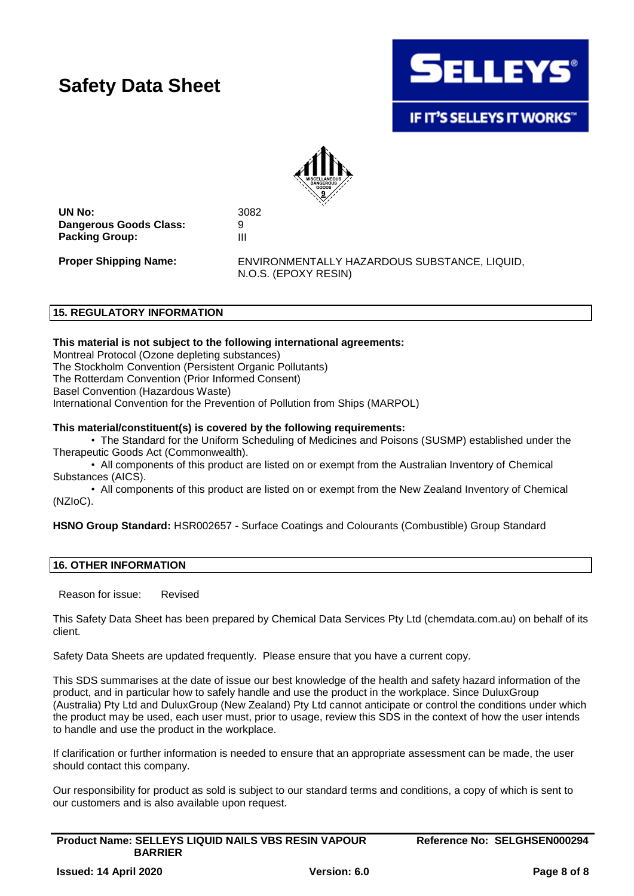# Safety Data Sheet

| | |
|---|---|
| **UN No:** | 3082 |
| **Dangerous Goods Class:** | 9 |
| **Packing Group:** | III |
| **Proper Shipping Name:** | ENVIRONMENTALLY HAZARDOUS SUBSTANCE, LIQUID, N.O.S. (EPOXY RESIN) |

## 15. REGULATORY INFORMATION

**This material is not subject to the following international agreements:**
Montreal Protocol (Ozone depleting substances)
The Stockholm Convention (Persistent Organic Pollutants)
The Rotterdam Convention (Prior Informed Consent)
Basel Convention (Hazardous Waste)
International Convention for the Prevention of Pollution from Ships (MARPOL)

**This material/constituent(s) is covered by the following requirements:**

- The Standard for the Uniform Scheduling of Medicines and Poisons (SUSMP) established under the Therapeutic Goods Act (Commonwealth).
- All components of this product are listed on or exempt from the Australian Inventory of Chemical Substances (AICS).
- All components of this product are listed on or exempt from the New Zealand Inventory of Chemical (NZIoC).

**HSNO Group Standard:** HSR002657 - Surface Coatings and Colourants (Combustible) Group Standard

## 16. OTHER INFORMATION

Reason for issue: Revised

This Safety Data Sheet has been prepared by Chemical Data Services Pty Ltd (chemdata.com.au) on behalf of its client.

Safety Data Sheets are updated frequently. Please ensure that you have a current copy.

This SDS summarises at the date of issue our best knowledge of the health and safety hazard information of the product, and in particular how to safely handle and use the product in the workplace. Since DuluxGroup (Australia) Pty Ltd and DuluxGroup (New Zealand) Pty Ltd cannot anticipate or control the conditions under which the product may be used, each user must, prior to usage, review this SDS in the context of how the user intends to handle and use the product in the workplace.

If clarification or further information is needed to ensure that an appropriate assessment can be made, the user should contact this company.

Our responsibility for product as sold is subject to our standard terms and conditions, a copy of which is sent to our customers and is also available upon request.